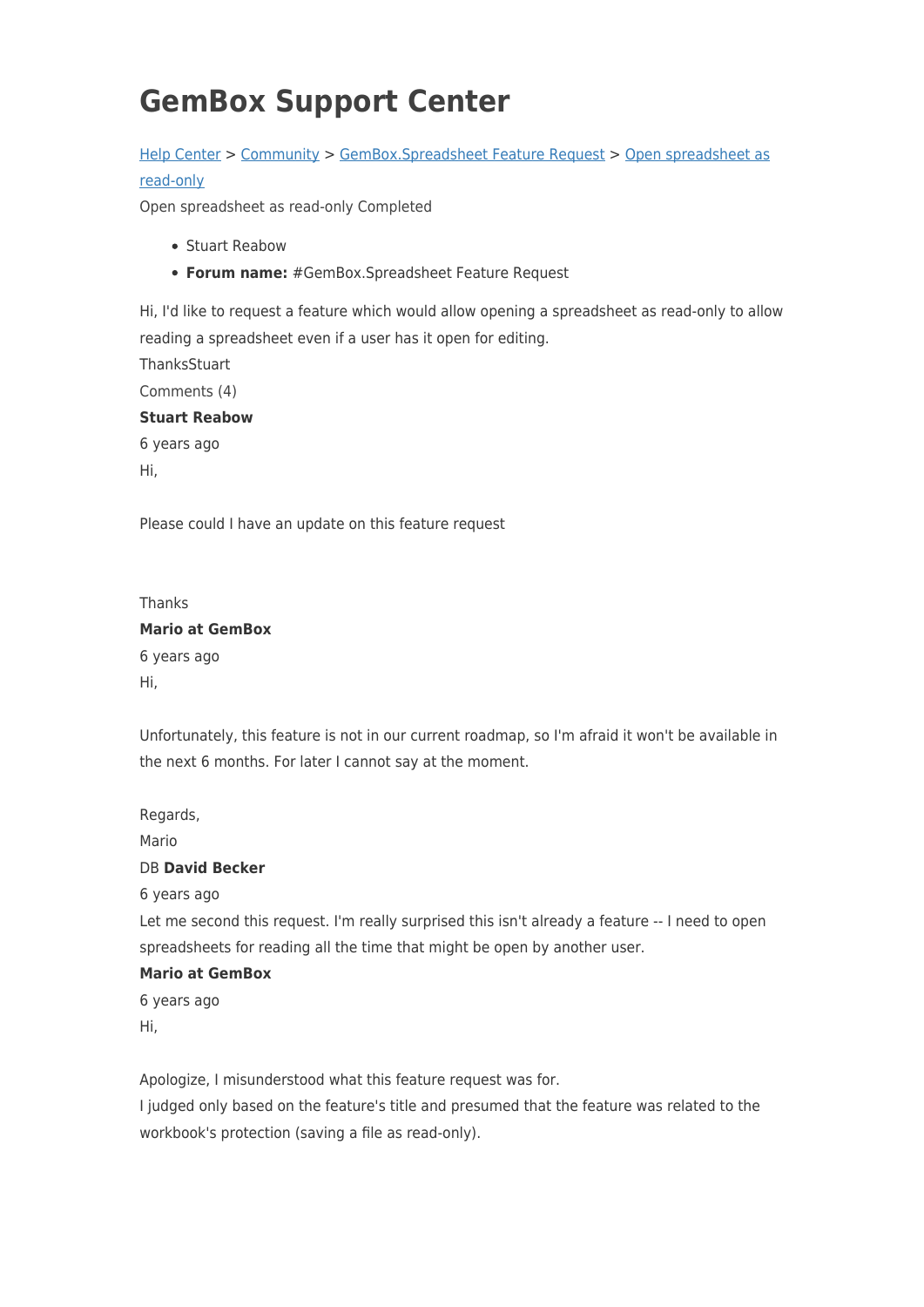# GemBox Support Center

[Help Center](#) > [Community](#) > [GemBox.Spreadsheet Feature Request](#) > [Open spreadsheet as read-only](#)

Open spreadsheet as read-only Completed

- Stuart Reabow
- **Forum name:** #GemBox.Spreadsheet Feature Request

Hi, I'd like to request a feature which would allow opening a spreadsheet as read-only to allow reading a spreadsheet even if a user has it open for editing.

ThanksStuart

Comments (4)

**Stuart Reabow**

6 years ago

Hi,

Please could I have an update on this feature request

Thanks

**Mario at GemBox**

6 years ago

Hi,

Unfortunately, this feature is not in our current roadmap, so I'm afraid it won't be available in the next 6 months. For later I cannot say at the moment.

Regards,

Mario

DB **David Becker**

6 years ago

Let me second this request. I'm really surprised this isn't already a feature -- I need to open spreadsheets for reading all the time that might be open by another user.

**Mario at GemBox**

6 years ago

Hi,

Apologize, I misunderstood what this feature request was for.

I judged only based on the feature's title and presumed that the feature was related to the workbook's protection (saving a file as read-only).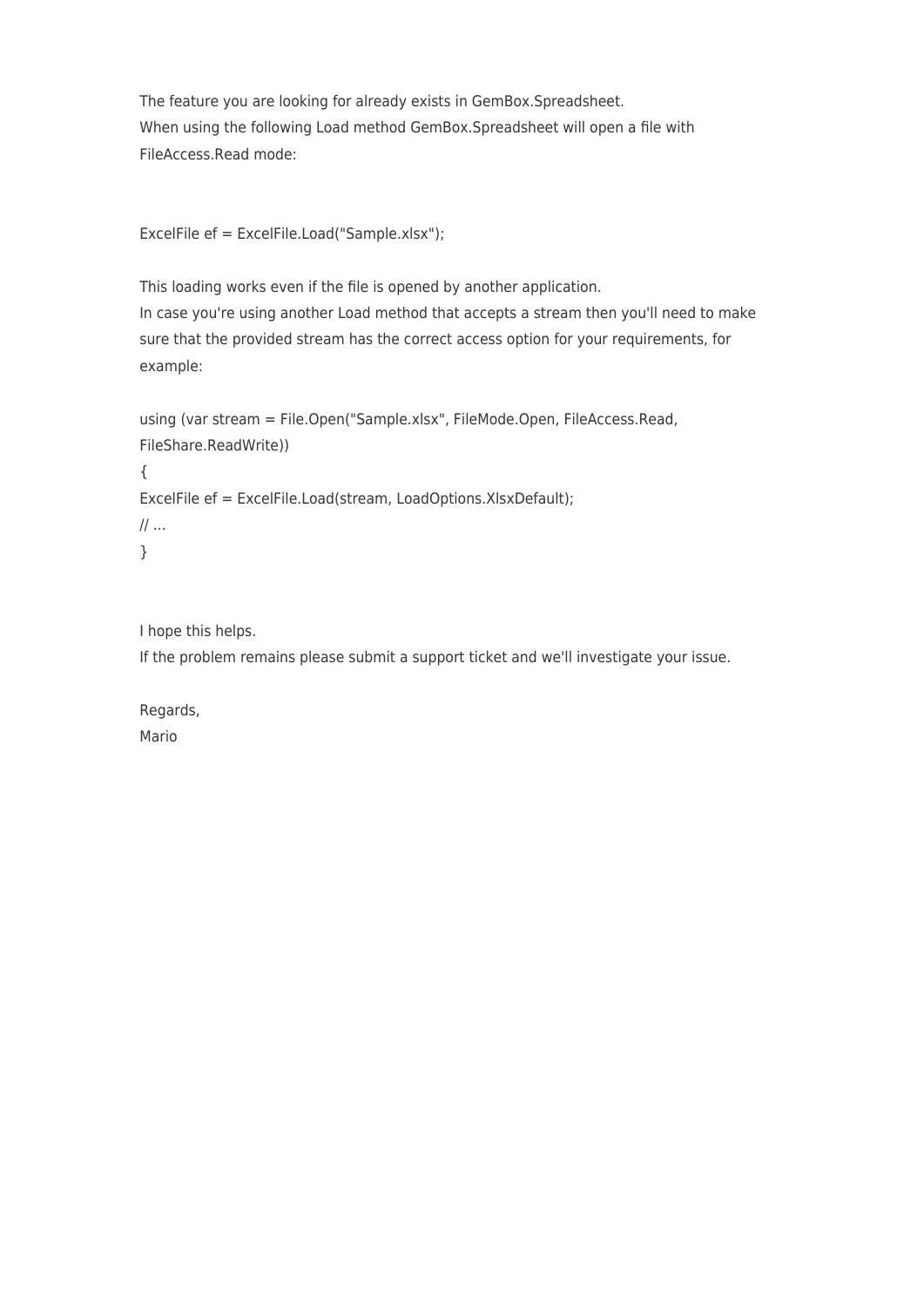The feature you are looking for already exists in GemBox.Spreadsheet.
When using the following Load method GemBox.Spreadsheet will open a file with FileAccess.Read mode:

```
ExcelFile ef = ExcelFile.Load("Sample.xlsx");
```

This loading works even if the file is opened by another application.
In case you're using another Load method that accepts a stream then you'll need to make sure that the provided stream has the correct access option for your requirements, for example:

```
using (var stream = File.Open("Sample.xlsx", FileMode.Open, FileAccess.Read,
FileShare.ReadWrite))
{
ExcelFile ef = ExcelFile.Load(stream, LoadOptions.XlsxDefault);
// ...
}
```

I hope this helps.
If the problem remains please submit a support ticket and we'll investigate your issue.

Regards,
Mario